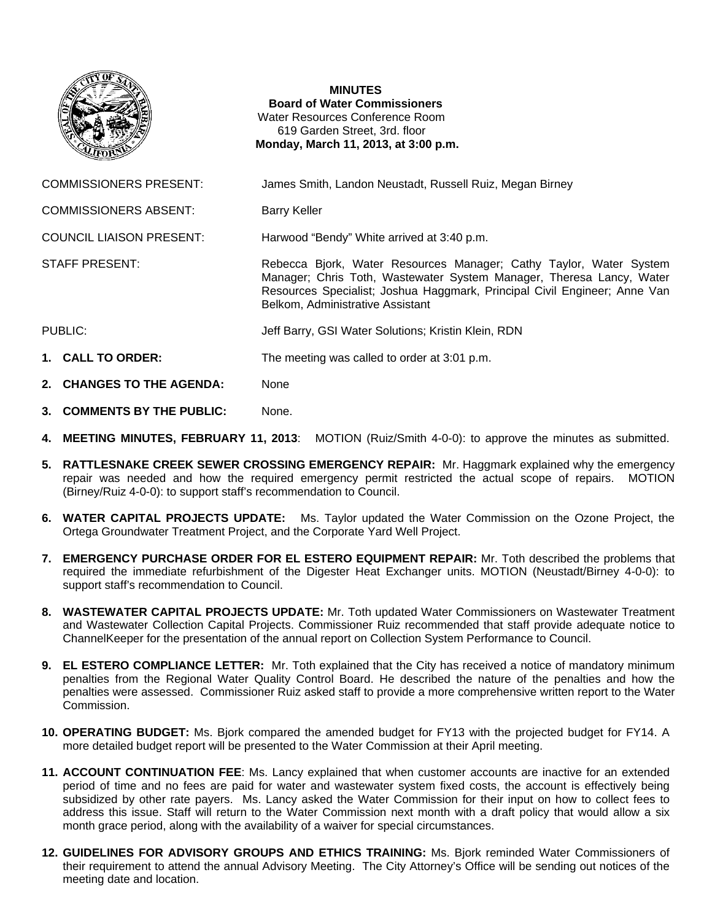**MINUTES**
**Board of Water Commissioners**
Water Resources Conference Room
619 Garden Street, 3rd. floor
**Monday, March 11, 2013, at 3:00 p.m.**

COMMISSIONERS PRESENT: James Smith, Landon Neustadt, Russell Ruiz, Megan Birney

COMMISSIONERS ABSENT: Barry Keller

COUNCIL LIAISON PRESENT: Harwood "Bendy" White arrived at 3:40 p.m.

STAFF PRESENT: Rebecca Bjork, Water Resources Manager; Cathy Taylor, Water System Manager; Chris Toth, Wastewater System Manager, Theresa Lancy, Water Resources Specialist; Joshua Haggmark, Principal Civil Engineer; Anne Van Belkom, Administrative Assistant

PUBLIC: Jeff Barry, GSI Water Solutions; Kristin Klein, RDN

1. **CALL TO ORDER:** The meeting was called to order at 3:01 p.m.

2. **CHANGES TO THE AGENDA:** None

3. **COMMENTS BY THE PUBLIC:** None.

4. **MEETING MINUTES, FEBRUARY 11, 2013**: MOTION (Ruiz/Smith 4-0-0): to approve the minutes as submitted.

5. **RATTLESNAKE CREEK SEWER CROSSING EMERGENCY REPAIR:** Mr. Haggmark explained why the emergency repair was needed and how the required emergency permit restricted the actual scope of repairs. MOTION (Birney/Ruiz 4-0-0): to support staff's recommendation to Council.

6. **WATER CAPITAL PROJECTS UPDATE:** Ms. Taylor updated the Water Commission on the Ozone Project, the Ortega Groundwater Treatment Project, and the Corporate Yard Well Project.

7. **EMERGENCY PURCHASE ORDER FOR EL ESTERO EQUIPMENT REPAIR:** Mr. Toth described the problems that required the immediate refurbishment of the Digester Heat Exchanger units. MOTION (Neustadt/Birney 4-0-0): to support staff's recommendation to Council.

8. **WASTEWATER CAPITAL PROJECTS UPDATE:** Mr. Toth updated Water Commissioners on Wastewater Treatment and Wastewater Collection Capital Projects. Commissioner Ruiz recommended that staff provide adequate notice to ChannelKeeper for the presentation of the annual report on Collection System Performance to Council.

9. **EL ESTERO COMPLIANCE LETTER:** Mr. Toth explained that the City has received a notice of mandatory minimum penalties from the Regional Water Quality Control Board. He described the nature of the penalties and how the penalties were assessed. Commissioner Ruiz asked staff to provide a more comprehensive written report to the Water Commission.

10. **OPERATING BUDGET:** Ms. Bjork compared the amended budget for FY13 with the projected budget for FY14. A more detailed budget report will be presented to the Water Commission at their April meeting.

11. **ACCOUNT CONTINUATION FEE**: Ms. Lancy explained that when customer accounts are inactive for an extended period of time and no fees are paid for water and wastewater system fixed costs, the account is effectively being subsidized by other rate payers. Ms. Lancy asked the Water Commission for their input on how to collect fees to address this issue. Staff will return to the Water Commission next month with a draft policy that would allow a six month grace period, along with the availability of a waiver for special circumstances.

12. **GUIDELINES FOR ADVISORY GROUPS AND ETHICS TRAINING:** Ms. Bjork reminded Water Commissioners of their requirement to attend the annual Advisory Meeting. The City Attorney's Office will be sending out notices of the meeting date and location.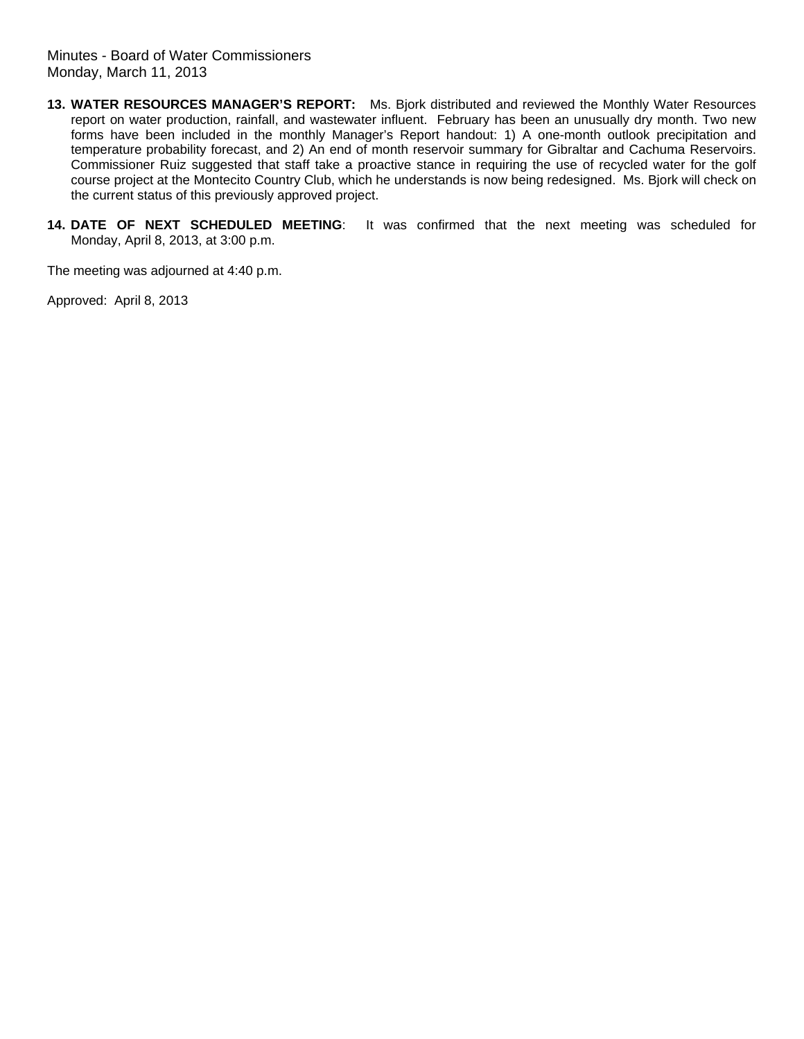**13. WATER RESOURCES MANAGER'S REPORT:** Ms. Bjork distributed and reviewed the Monthly Water Resources report on water production, rainfall, and wastewater influent. February has been an unusually dry month. Two new forms have been included in the monthly Manager's Report handout: 1) A one-month outlook precipitation and temperature probability forecast, and 2) An end of month reservoir summary for Gibraltar and Cachuma Reservoirs. Commissioner Ruiz suggested that staff take a proactive stance in requiring the use of recycled water for the golf course project at the Montecito Country Club, which he understands is now being redesigned. Ms. Bjork will check on the current status of this previously approved project.

**14. DATE OF NEXT SCHEDULED MEETING**: It was confirmed that the next meeting was scheduled for Monday, April 8, 2013, at 3:00 p.m.

The meeting was adjourned at 4:40 p.m.

Approved: April 8, 2013